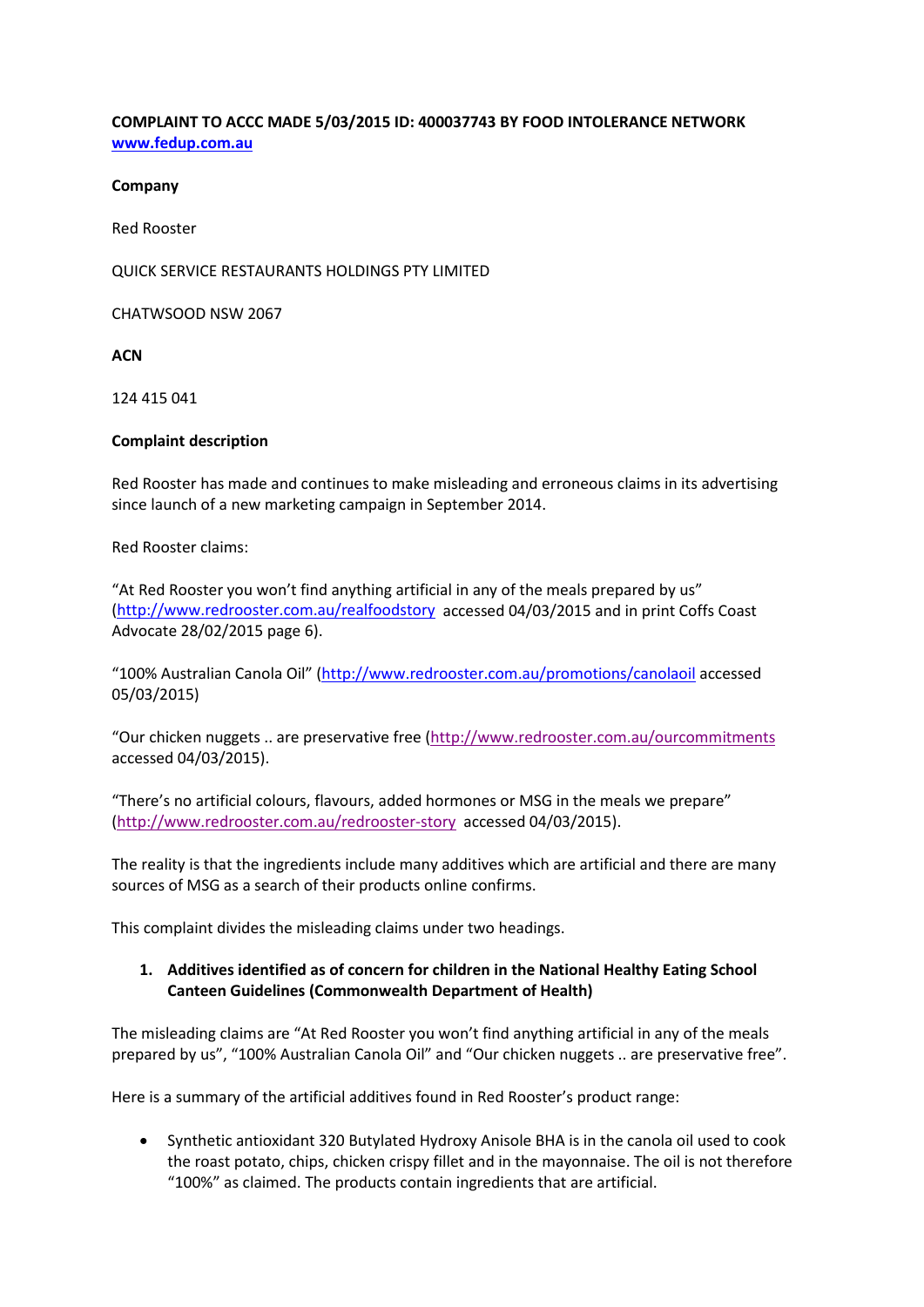**COMPLAINT TO ACCC MADE 5/03/2015 ID: 400037743 BY FOOD INTOLERANCE NETWORK**
**www.fedup.com.au**

**Company**

Red Rooster

QUICK SERVICE RESTAURANTS HOLDINGS PTY LIMITED

CHATWSOOD NSW 2067

**ACN**

124 415 041

**Complaint description**

Red Rooster has made and continues to make misleading and erroneous claims in its advertising since launch of a new marketing campaign in September 2014.

Red Rooster claims:

"At Red Rooster you won't find anything artificial in any of the meals prepared by us" (http://www.redrooster.com.au/realfoodstory accessed 04/03/2015 and in print Coffs Coast Advocate 28/02/2015 page 6).

"100% Australian Canola Oil" (http://www.redrooster.com.au/promotions/canolaoil accessed 05/03/2015)

"Our chicken nuggets .. are preservative free (http://www.redrooster.com.au/ourcommitments accessed 04/03/2015).

"There's no artificial colours, flavours, added hormones or MSG in the meals we prepare" (http://www.redrooster.com.au/redrooster-story accessed 04/03/2015).

The reality is that the ingredients include many additives which are artificial and there are many sources of MSG as a search of their products online confirms.

This complaint divides the misleading claims under two headings.

1. **Additives identified as of concern for children in the National Healthy Eating School Canteen Guidelines (Commonwealth Department of Health)**

The misleading claims are "At Red Rooster you won't find anything artificial in any of the meals prepared by us", "100% Australian Canola Oil" and "Our chicken nuggets .. are preservative free".

Here is a summary of the artificial additives found in Red Rooster's product range:

- Synthetic antioxidant 320 Butylated Hydroxy Anisole BHA is in the canola oil used to cook the roast potato, chips, chicken crispy fillet and in the mayonnaise. The oil is not therefore "100%" as claimed. The products contain ingredients that are artificial.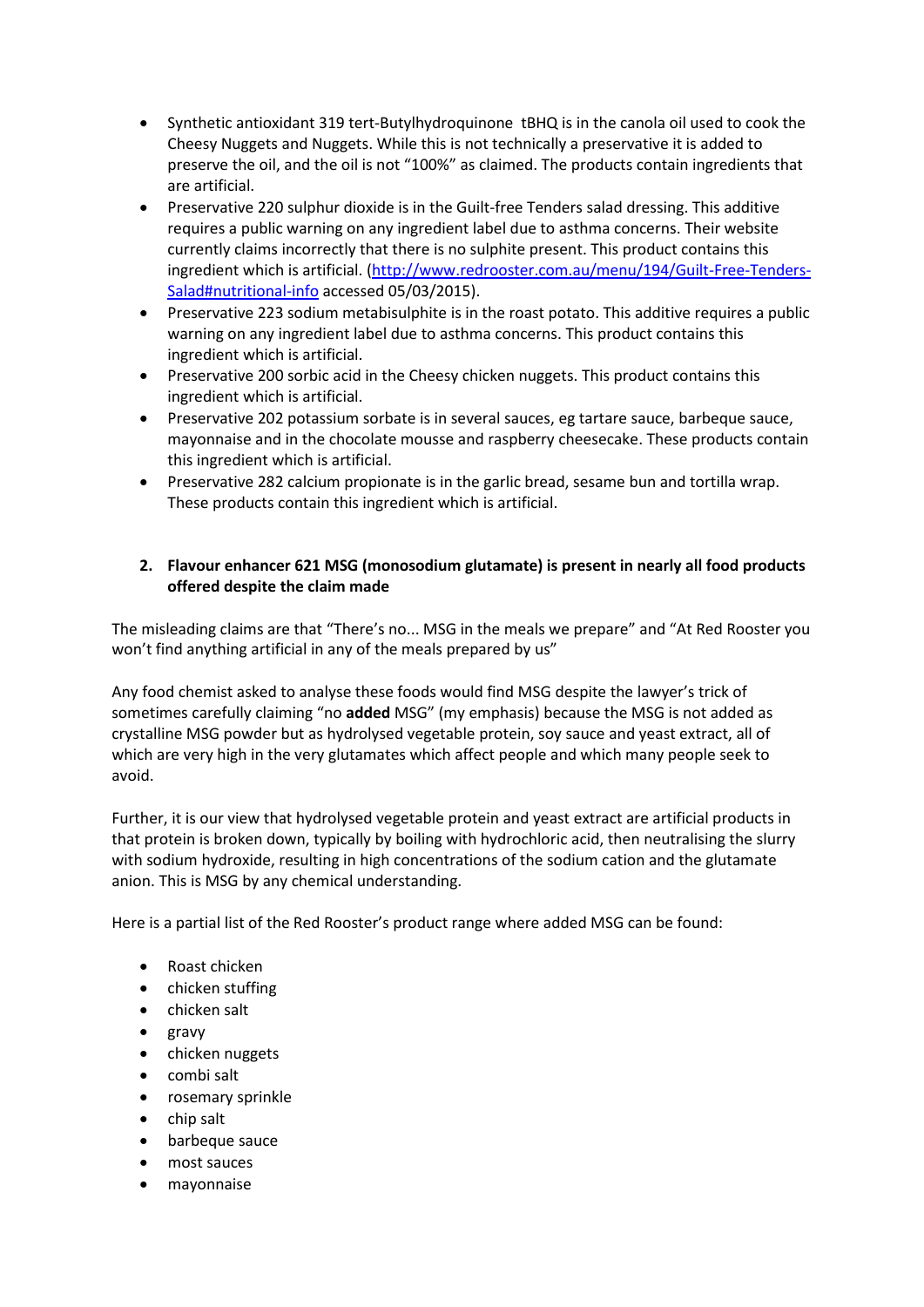- Synthetic antioxidant 319 tert-Butylhydroquinone tBHQ is in the canola oil used to cook the Cheesy Nuggets and Nuggets. While this is not technically a preservative it is added to preserve the oil, and the oil is not "100%" as claimed. The products contain ingredients that are artificial.
- Preservative 220 sulphur dioxide is in the Guilt-free Tenders salad dressing. This additive requires a public warning on any ingredient label due to asthma concerns. Their website currently claims incorrectly that there is no sulphite present. This product contains this ingredient which is artificial. ([http://www.redrooster.com.au/menu/194/Guilt-Free-Tenders-Salad#nutritional-info](http://www.redrooster.com.au/menu/194/Guilt-Free-Tenders-Salad#nutritional-info) accessed 05/03/2015).
- Preservative 223 sodium metabisulphite is in the roast potato. This additive requires a public warning on any ingredient label due to asthma concerns. This product contains this ingredient which is artificial.
- Preservative 200 sorbic acid in the Cheesy chicken nuggets. This product contains this ingredient which is artificial.
- Preservative 202 potassium sorbate is in several sauces, eg tartare sauce, barbeque sauce, mayonnaise and in the chocolate mousse and raspberry cheesecake. These products contain this ingredient which is artificial.
- Preservative 282 calcium propionate is in the garlic bread, sesame bun and tortilla wrap. These products contain this ingredient which is artificial.

2. **Flavour enhancer 621 MSG (monosodium glutamate) is present in nearly all food products offered despite the claim made**

The misleading claims are that "There's no... MSG in the meals we prepare" and "At Red Rooster you won't find anything artificial in any of the meals prepared by us"

Any food chemist asked to analyse these foods would find MSG despite the lawyer's trick of sometimes carefully claiming "no **added** MSG" (my emphasis) because the MSG is not added as crystalline MSG powder but as hydrolysed vegetable protein, soy sauce and yeast extract, all of which are very high in the very glutamates which affect people and which many people seek to avoid.

Further, it is our view that hydrolysed vegetable protein and yeast extract are artificial products in that protein is broken down, typically by boiling with hydrochloric acid, then neutralising the slurry with sodium hydroxide, resulting in high concentrations of the sodium cation and the glutamate anion. This is MSG by any chemical understanding.

Here is a partial list of the Red Rooster's product range where added MSG can be found:

- Roast chicken
- chicken stuffing
- chicken salt
- gravy
- chicken nuggets
- combi salt
- rosemary sprinkle
- chip salt
- barbeque sauce
- most sauces
- mayonnaise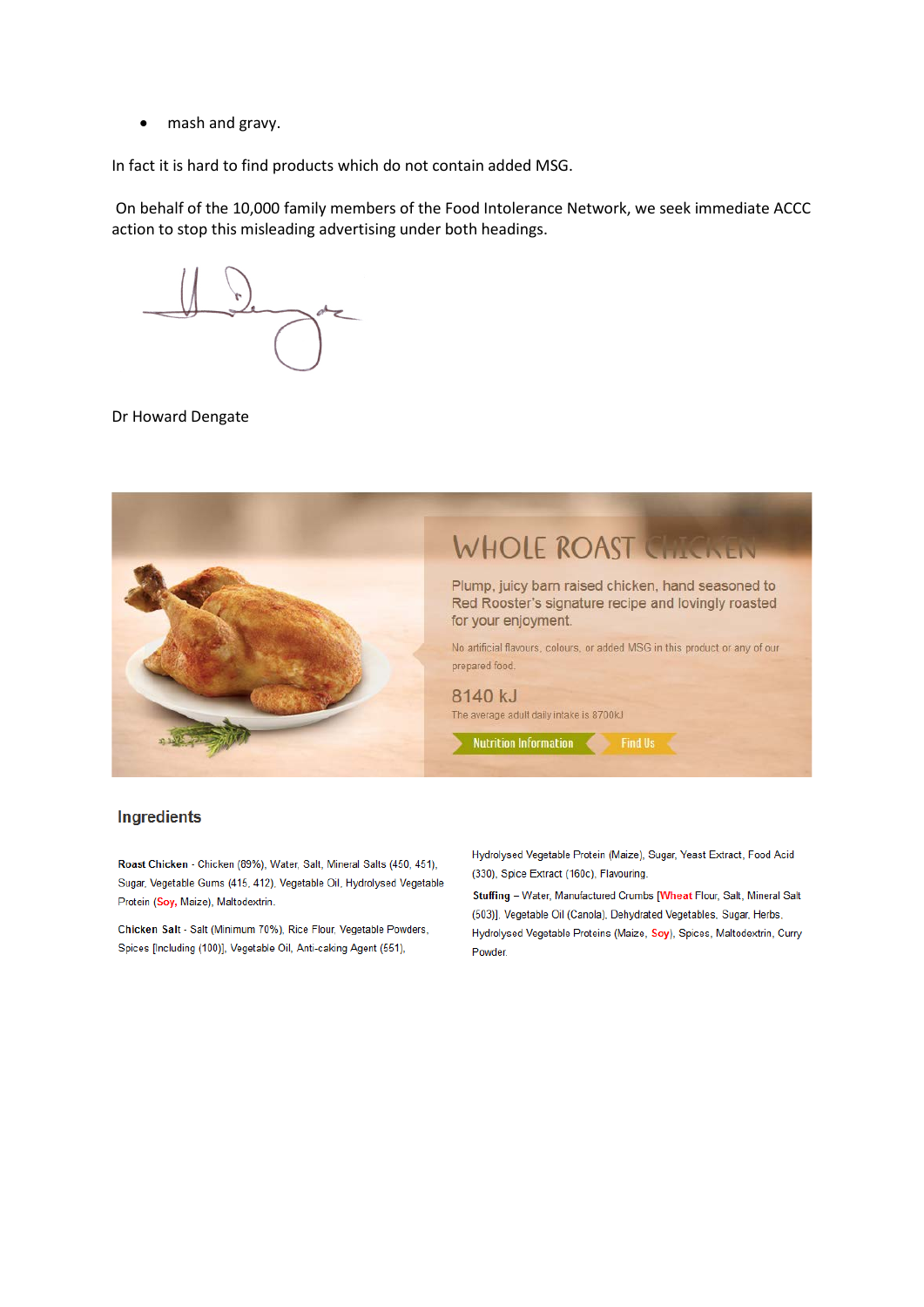- mash and gravy.

In fact it is hard to find products which do not contain added MSG.

On behalf of the 10,000 family members of the Food Intolerance Network, we seek immediate ACCC action to stop this misleading advertising under both headings.

Dr Howard Dengate

WHOLE ROAST CHICKEN

Plump, juicy barn raised chicken, hand seasoned to Red Rooster's signature recipe and lovingly roasted for your enjoyment.

No artificial flavours, colours, or added MSG in this product or any of our prepared food.

8140 kJ

The average adult daily intake is 8700kJ

Nutrition Information

Find Us

## Ingredients

**Roast Chicken** - Chicken (89%), Water, Salt, Mineral Salts (450, 451), Sugar, Vegetable Gums (415, 412), Vegetable Oil, Hydrolysed Vegetable Protein (Soy, Maize), Maltodextrin.

**Chicken Salt** - Salt (Minimum 70%), Rice Flour, Vegetable Powders, Spices [Including (100)], Vegetable Oil, Anti-caking Agent (551), Hydrolysed Vegetable Protein (Maize), Sugar, Yeast Extract, Food Acid (330), Spice Extract (160c), Flavouring.

**Stuffing** – Water, Manufactured Crumbs [Wheat Flour, Salt, Mineral Salt (503)], Vegetable Oil (Canola), Dehydrated Vegetables, Sugar, Herbs, Hydrolysed Vegetable Proteins (Maize, Soy), Spices, Maltodextrin, Curry Powder.